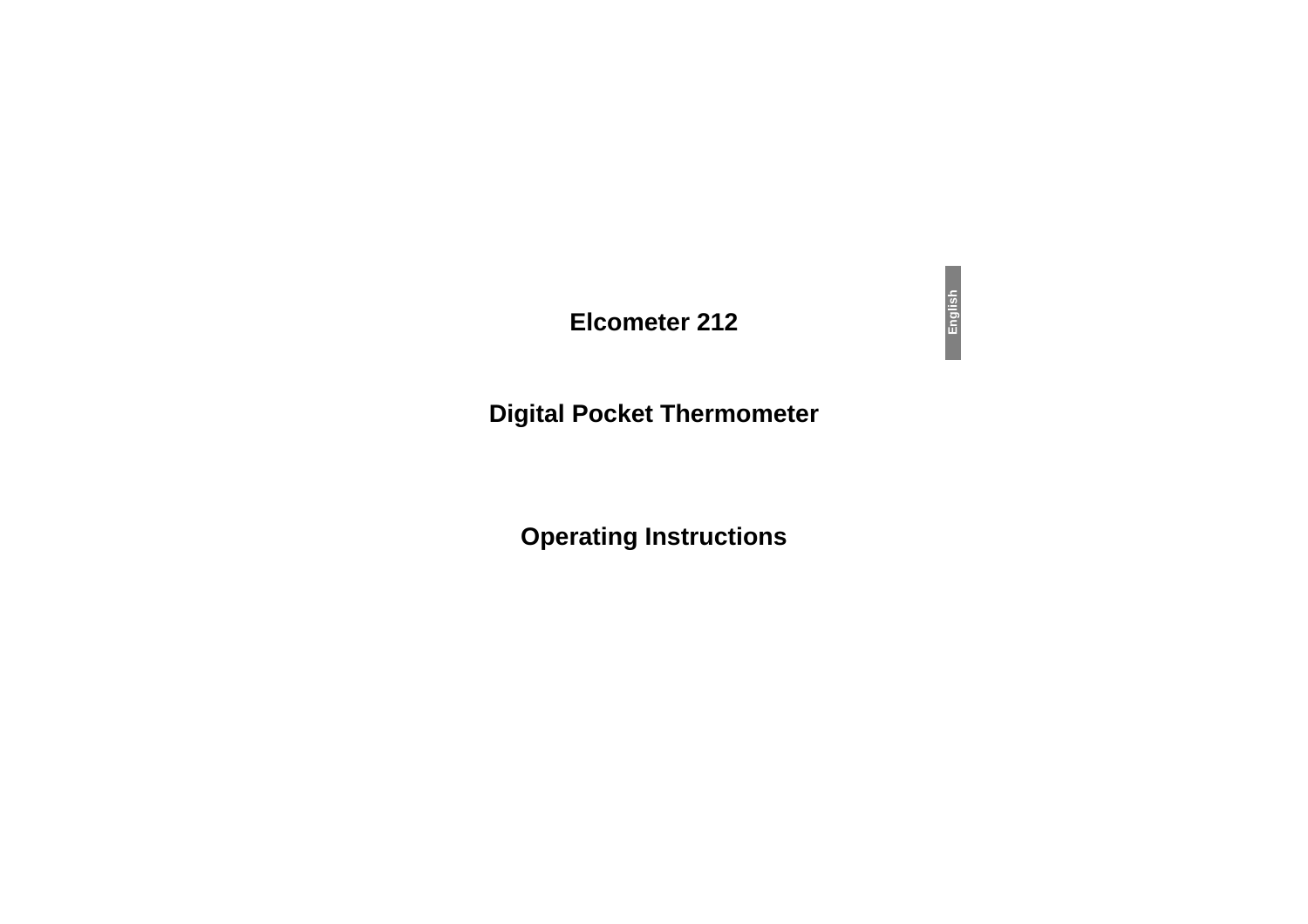# Elcometer 212

## Digital Pocket Thermometer

## Operating Instructions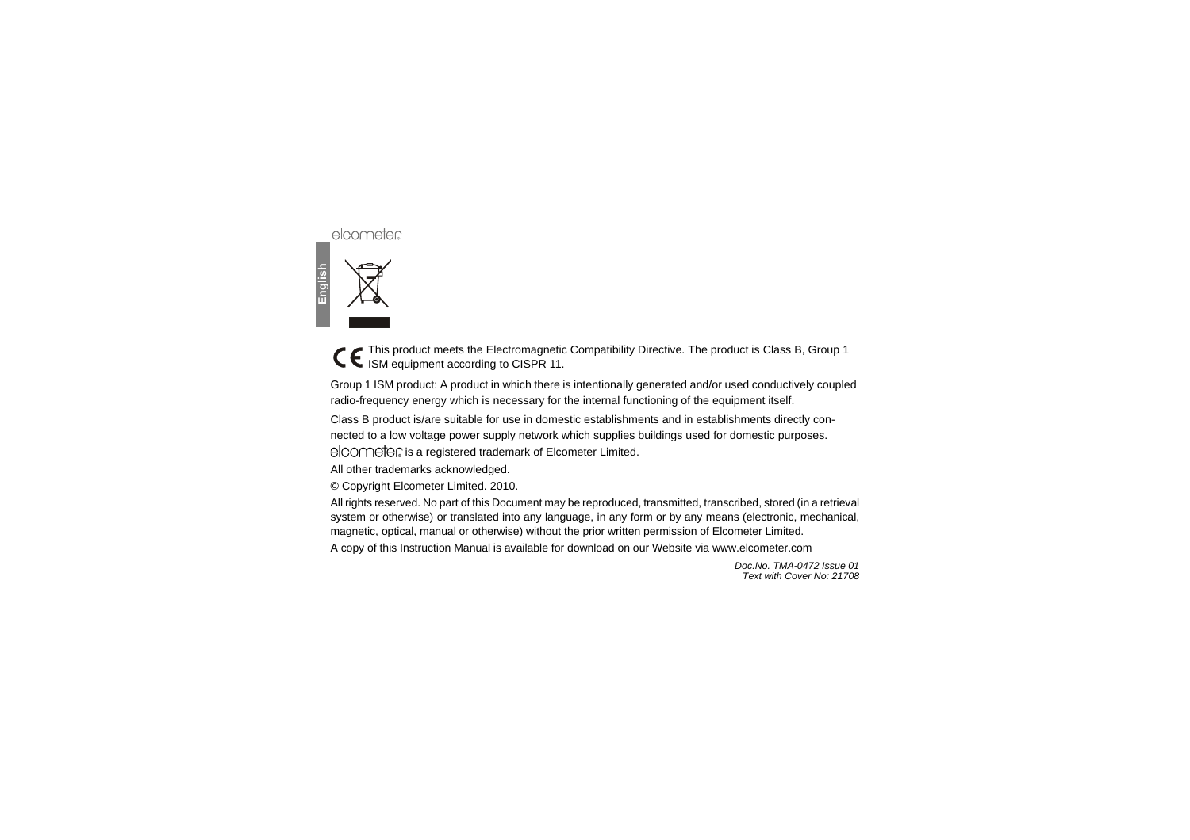This product meets the Electromagnetic Compatibility Directive. The product is Class B, Group 1 ISM equipment according to CISPR 11.

Group 1 ISM product: A product in which there is intentionally generated and/or used conductively coupled radio-frequency energy which is necessary for the internal functioning of the equipment itself.

Class B product is/are suitable for use in domestic establishments and in establishments directly connected to a low voltage power supply network which supplies buildings used for domestic purposes.

elcometer is a registered trademark of Elcometer Limited.

All other trademarks acknowledged.

© Copyright Elcometer Limited. 2010.

All rights reserved. No part of this Document may be reproduced, transmitted, transcribed, stored (in a retrieval system or otherwise) or translated into any language, in any form or by any means (electronic, mechanical, magnetic, optical, manual or otherwise) without the prior written permission of Elcometer Limited.

A copy of this Instruction Manual is available for download on our Website via www.elcometer.com

*Doc.No. TMA-0472 Issue 01*
*Text with Cover No: 21708*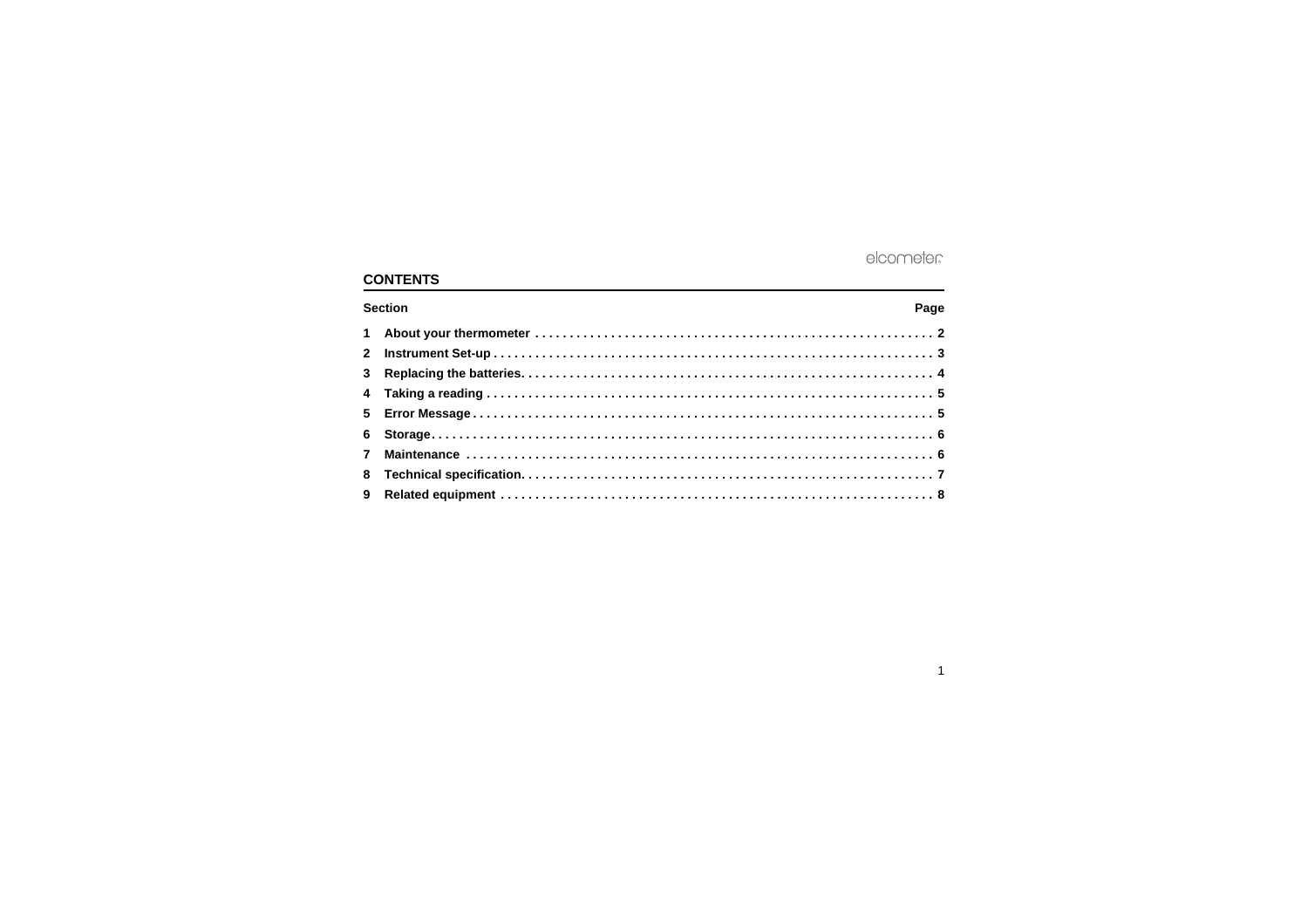## CONTENTS

| Section | | Page |
|---|---|---|
| 1 | About your thermometer | 2 |
| 2 | Instrument Set-up | 3 |
| 3 | Replacing the batteries | 4 |
| 4 | Taking a reading | 5 |
| 5 | Error Message | 5 |
| 6 | Storage | 6 |
| 7 | Maintenance | 6 |
| 8 | Technical specification | 7 |
| 9 | Related equipment | 8 |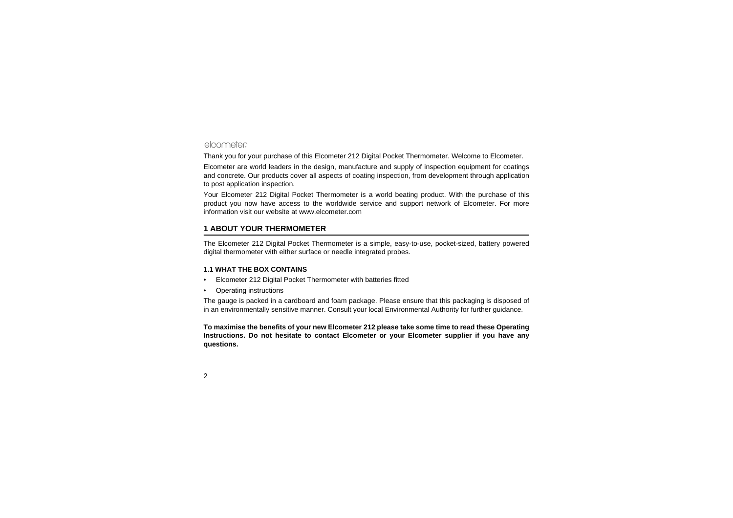elcometer

Thank you for your purchase of this Elcometer 212 Digital Pocket Thermometer. Welcome to Elcometer.

Elcometer are world leaders in the design, manufacture and supply of inspection equipment for coatings and concrete. Our products cover all aspects of coating inspection, from development through application to post application inspection.

Your Elcometer 212 Digital Pocket Thermometer is a world beating product. With the purchase of this product you now have access to the worldwide service and support network of Elcometer. For more information visit our website at www.elcometer.com

## 1 ABOUT YOUR THERMOMETER

The Elcometer 212 Digital Pocket Thermometer is a simple, easy-to-use, pocket-sized, battery powered digital thermometer with either surface or needle integrated probes.

### 1.1 WHAT THE BOX CONTAINS

- Elcometer 212 Digital Pocket Thermometer with batteries fitted
- Operating instructions

The gauge is packed in a cardboard and foam package. Please ensure that this packaging is disposed of in an environmentally sensitive manner. Consult your local Environmental Authority for further guidance.

**To maximise the benefits of your new Elcometer 212 please take some time to read these Operating Instructions. Do not hesitate to contact Elcometer or your Elcometer supplier if you have any questions.**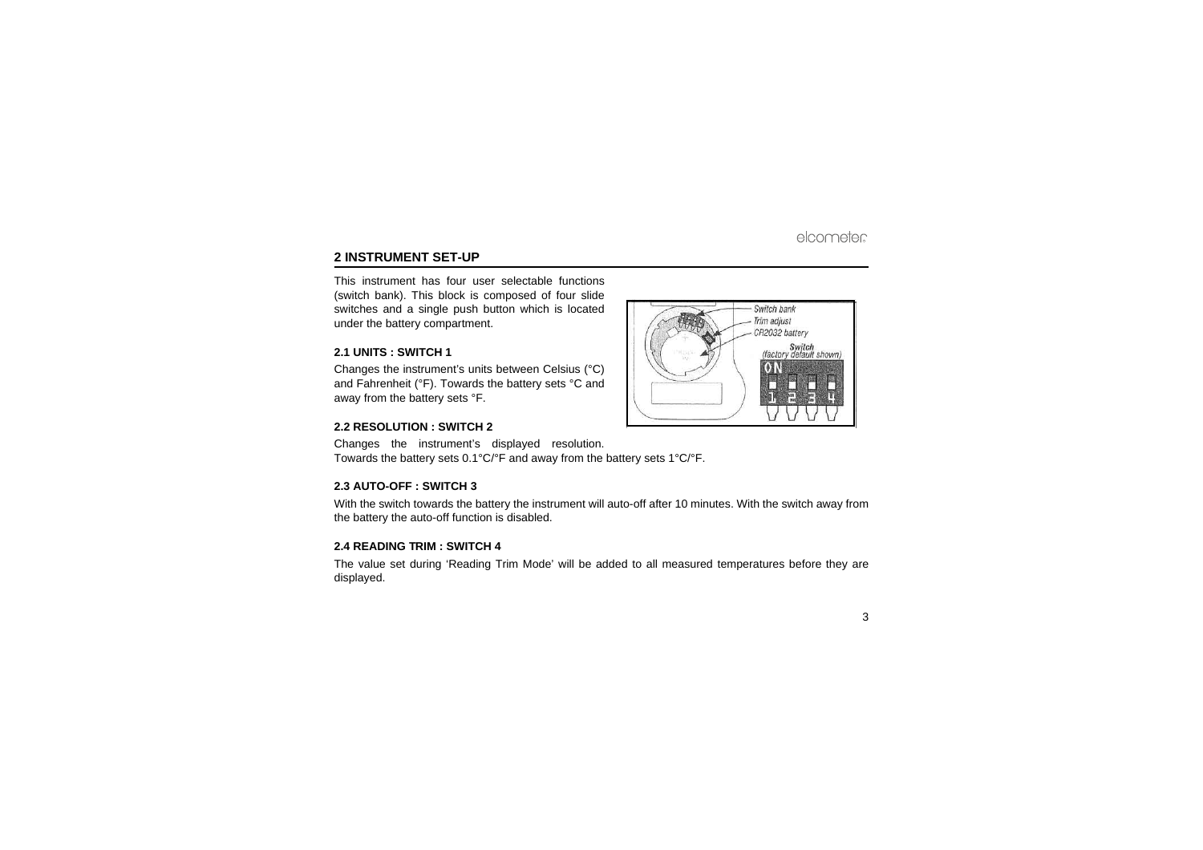## 2 INSTRUMENT SET-UP

This instrument has four user selectable functions (switch bank). This block is composed of four slide switches and a single push button which is located under the battery compartment.

### 2.1 UNITS : SWITCH 1

Changes the instrument's units between Celsius (°C) and Fahrenheit (°F). Towards the battery sets °C and away from the battery sets °F.

### 2.2 RESOLUTION : SWITCH 2

Changes the instrument's displayed resolution. Towards the battery sets 0.1°C/°F and away from the battery sets 1°C/°F.

### 2.3 AUTO-OFF : SWITCH 3

With the switch towards the battery the instrument will auto-off after 10 minutes. With the switch away from the battery the auto-off function is disabled.

### 2.4 READING TRIM : SWITCH 4

The value set during 'Reading Trim Mode' will be added to all measured temperatures before they are displayed.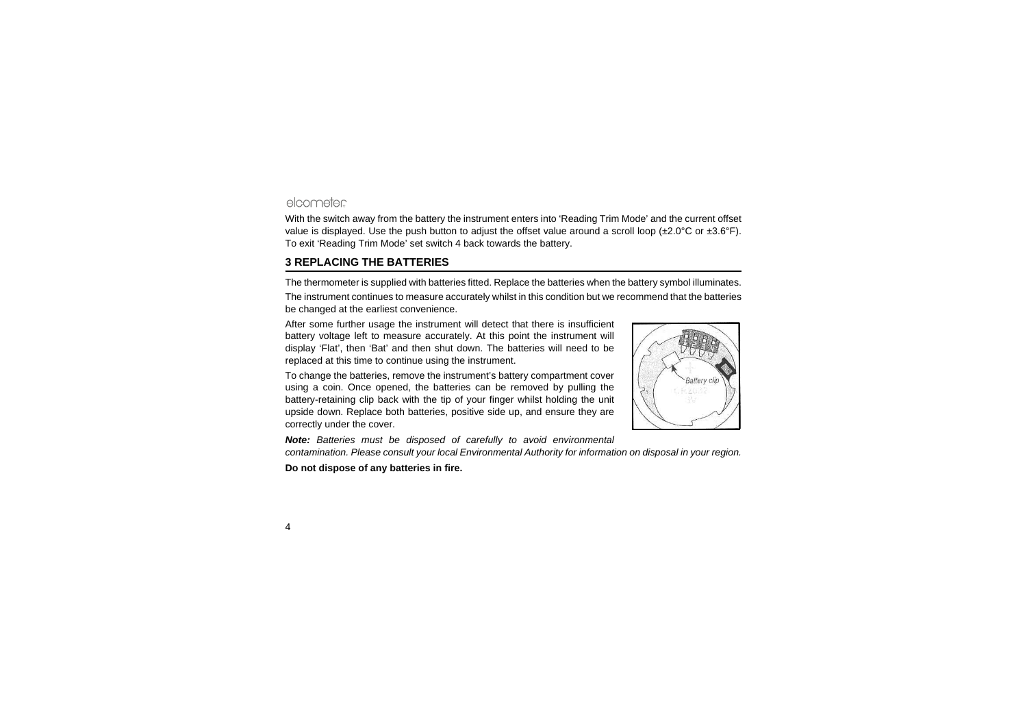With the switch away from the battery the instrument enters into 'Reading Trim Mode' and the current offset value is displayed. Use the push button to adjust the offset value around a scroll loop (±2.0°C or ±3.6°F). To exit 'Reading Trim Mode' set switch 4 back towards the battery.

## 3 REPLACING THE BATTERIES

The thermometer is supplied with batteries fitted. Replace the batteries when the battery symbol illuminates.

The instrument continues to measure accurately whilst in this condition but we recommend that the batteries be changed at the earliest convenience.

After some further usage the instrument will detect that there is insufficient battery voltage left to measure accurately. At this point the instrument will display 'Flat', then 'Bat' and then shut down. The batteries will need to be replaced at this time to continue using the instrument.

To change the batteries, remove the instrument's battery compartment cover using a coin. Once opened, the batteries can be removed by pulling the battery-retaining clip back with the tip of your finger whilst holding the unit upside down. Replace both batteries, positive side up, and ensure they are correctly under the cover.

***Note:*** *Batteries must be disposed of carefully to avoid environmental contamination. Please consult your local Environmental Authority for information on disposal in your region.*

**Do not dispose of any batteries in fire.**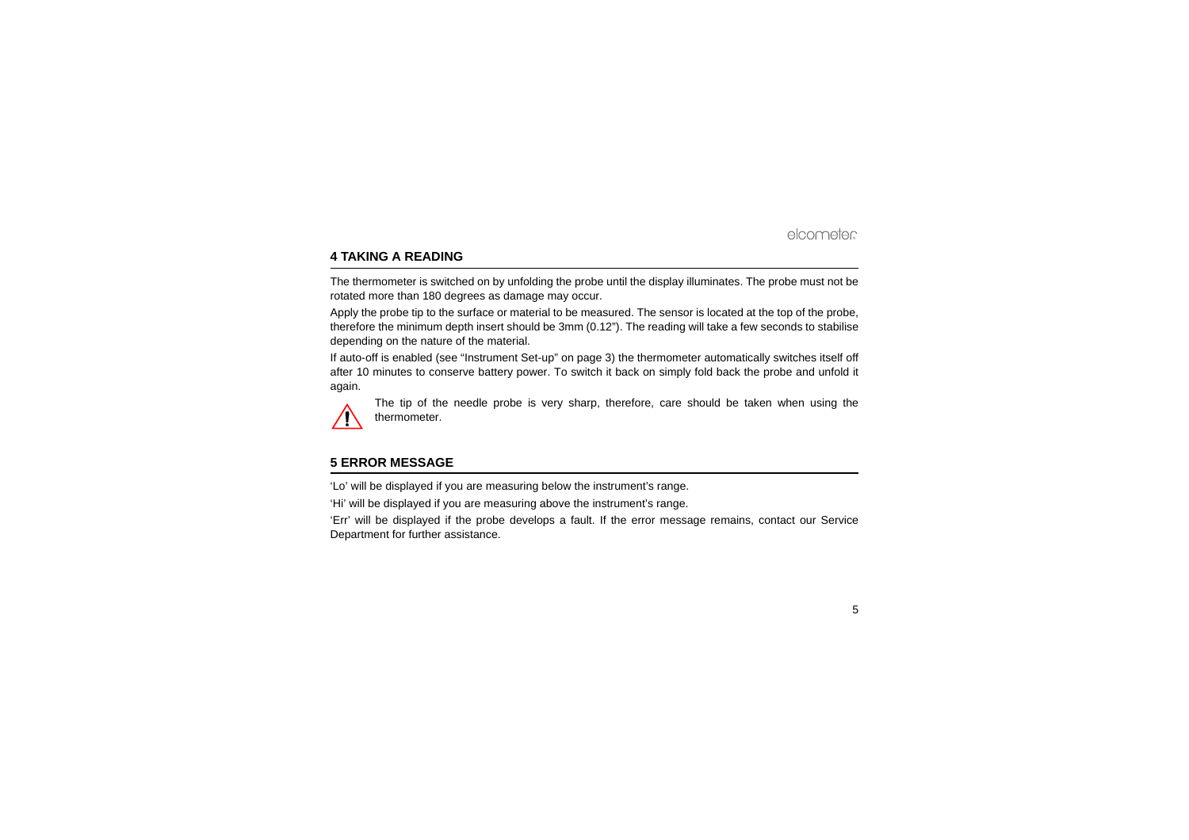## 4 TAKING A READING

The thermometer is switched on by unfolding the probe until the display illuminates. The probe must not be rotated more than 180 degrees as damage may occur.

Apply the probe tip to the surface or material to be measured. The sensor is located at the top of the probe, therefore the minimum depth insert should be 3mm (0.12"). The reading will take a few seconds to stabilise depending on the nature of the material.

If auto-off is enabled (see "Instrument Set-up" on page 3) the thermometer automatically switches itself off after 10 minutes to conserve battery power. To switch it back on simply fold back the probe and unfold it again.

⚠ The tip of the needle probe is very sharp, therefore, care should be taken when using the thermometer.

## 5 ERROR MESSAGE

'Lo' will be displayed if you are measuring below the instrument's range.

'Hi' will be displayed if you are measuring above the instrument's range.

'Err' will be displayed if the probe develops a fault. If the error message remains, contact our Service Department for further assistance.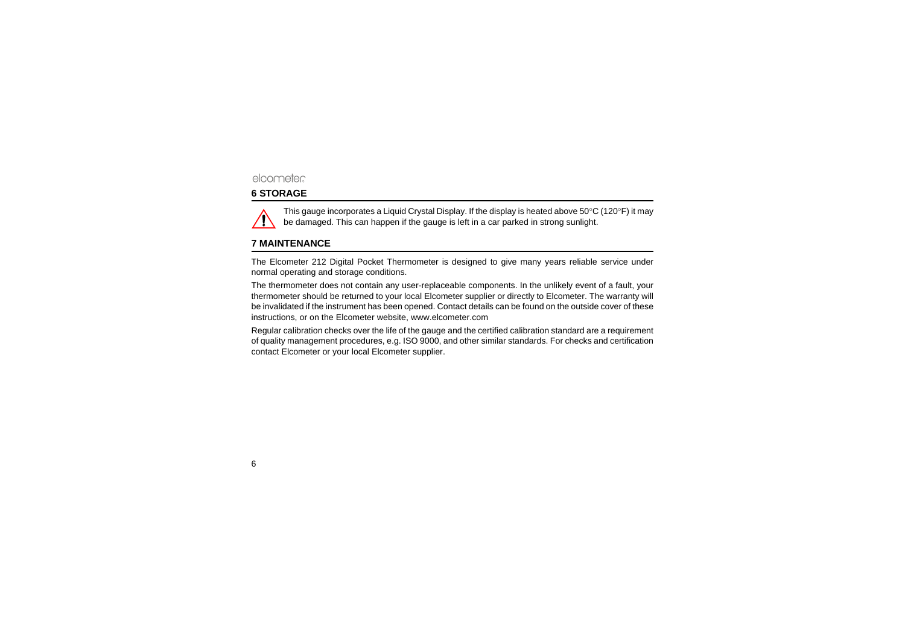## 6 STORAGE

This gauge incorporates a Liquid Crystal Display. If the display is heated above 50°C (120°F) it may be damaged. This can happen if the gauge is left in a car parked in strong sunlight.

## 7 MAINTENANCE

The Elcometer 212 Digital Pocket Thermometer is designed to give many years reliable service under normal operating and storage conditions.

The thermometer does not contain any user-replaceable components. In the unlikely event of a fault, your thermometer should be returned to your local Elcometer supplier or directly to Elcometer. The warranty will be invalidated if the instrument has been opened. Contact details can be found on the outside cover of these instructions, or on the Elcometer website, www.elcometer.com

Regular calibration checks over the life of the gauge and the certified calibration standard are a requirement of quality management procedures, e.g. ISO 9000, and other similar standards. For checks and certification contact Elcometer or your local Elcometer supplier.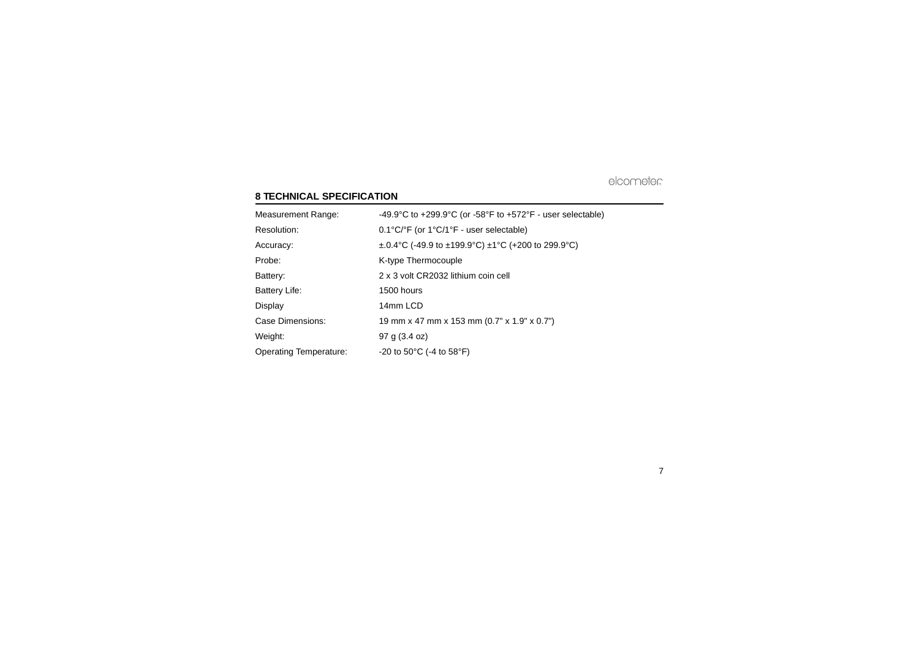## 8 TECHNICAL SPECIFICATION

| | |
|---|---|
| Measurement Range: | -49.9°C to +299.9°C (or -58°F to +572°F - user selectable) |
| Resolution: | 0.1°C/°F (or 1°C/1°F - user selectable) |
| Accuracy: | ±.0.4°C (-49.9 to ±199.9°C) ±1°C (+200 to 299.9°C) |
| Probe: | K-type Thermocouple |
| Battery: | 2 x 3 volt CR2032 lithium coin cell |
| Battery Life: | 1500 hours |
| Display | 14mm LCD |
| Case Dimensions: | 19 mm x 47 mm x 153 mm (0.7" x 1.9" x 0.7") |
| Weight: | 97 g (3.4 oz) |
| Operating Temperature: | -20 to 50°C (-4 to 58°F) |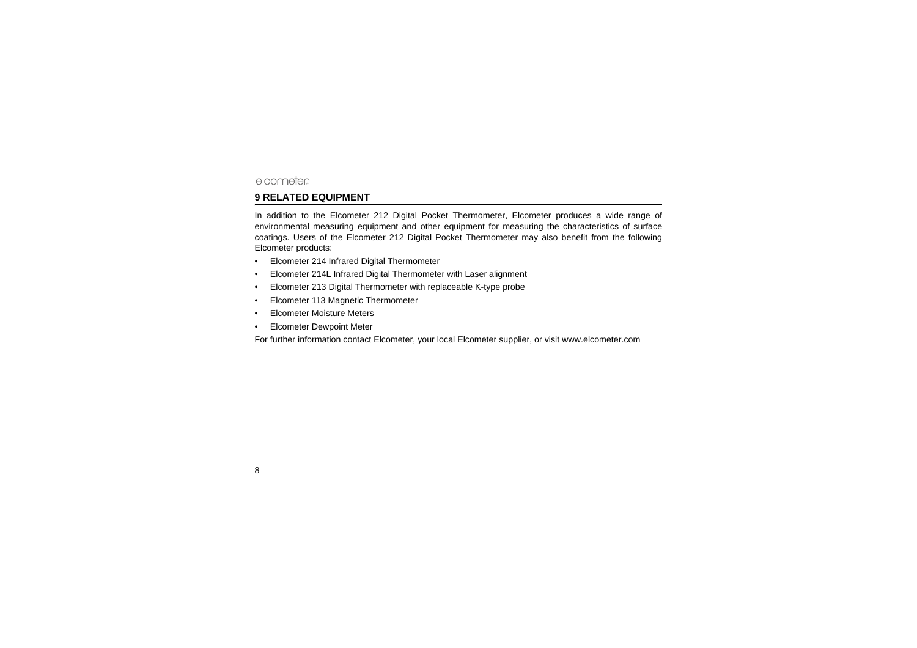## 9 RELATED EQUIPMENT

In addition to the Elcometer 212 Digital Pocket Thermometer, Elcometer produces a wide range of environmental measuring equipment and other equipment for measuring the characteristics of surface coatings. Users of the Elcometer 212 Digital Pocket Thermometer may also benefit from the following Elcometer products:

- Elcometer 214 Infrared Digital Thermometer
- Elcometer 214L Infrared Digital Thermometer with Laser alignment
- Elcometer 213 Digital Thermometer with replaceable K-type probe
- Elcometer 113 Magnetic Thermometer
- Elcometer Moisture Meters
- Elcometer Dewpoint Meter

For further information contact Elcometer, your local Elcometer supplier, or visit www.elcometer.com